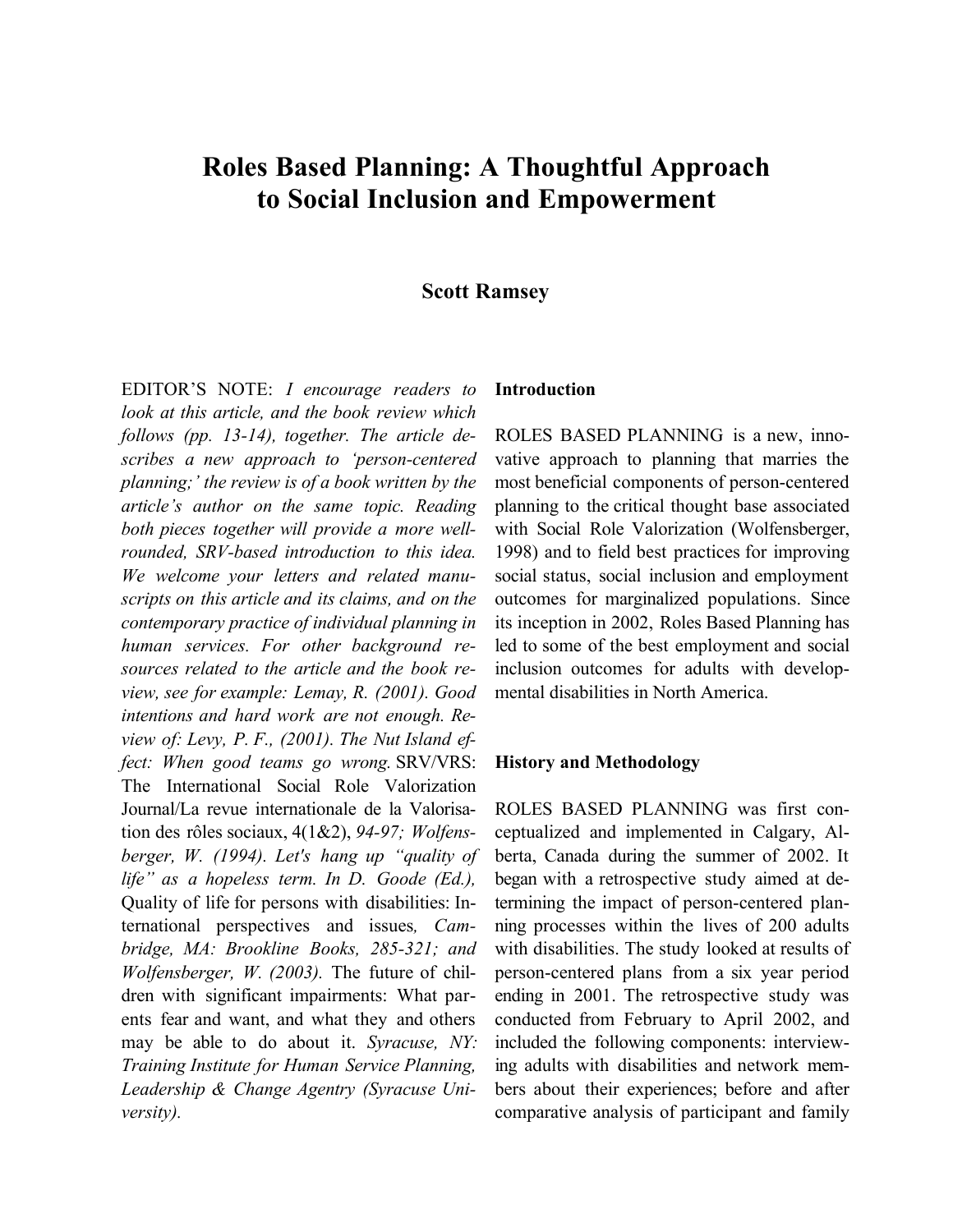# Roles Based Planning: A Thoughtful Approach to Social Inclusion and Empowerment

**Scott Ramsey**

EDITOR'S NOTE: *I encourage readers to look at this article, and the book review which follows (pp. 13-14), together. The article describes a new approach to 'person-centered planning;' the review is of a book written by the article's author on the same topic. Reading both pieces together will provide a more well-rounded, SRV-based introduction to this idea. We welcome your letters and related manuscripts on this article and its claims, and on the contemporary practice of individual planning in human services. For other background resources related to the article and the book review, see for example: Lemay, R. (2001). Good intentions and hard work are not enough. Review of: Levy, P. F., (2001). The Nut Island effect: When good teams go wrong.* SRV/VRS: The International Social Role Valorization Journal/La revue internationale de la Valorisation des rôles sociaux, 4(1&2), *94-97; Wolfensberger, W. (1994). Let's hang up "quality of life" as a hopeless term. In D. Goode (Ed.),* Quality of life for persons with disabilities: International perspectives and issues*, Cambridge, MA: Brookline Books, 285-321; and Wolfensberger, W. (2003).* The future of children with significant impairments: What parents fear and want, and what they and others may be able to do about it. *Syracuse, NY: Training Institute for Human Service Planning, Leadership & Change Agentry (Syracuse University).*

## Introduction

ROLES BASED PLANNING is a new, innovative approach to planning that marries the most beneficial components of person-centered planning to the critical thought base associated with Social Role Valorization (Wolfensberger, 1998) and to field best practices for improving social status, social inclusion and employment outcomes for marginalized populations. Since its inception in 2002, Roles Based Planning has led to some of the best employment and social inclusion outcomes for adults with developmental disabilities in North America.

## History and Methodology

ROLES BASED PLANNING was first conceptualized and implemented in Calgary, Alberta, Canada during the summer of 2002. It began with a retrospective study aimed at determining the impact of person-centered planning processes within the lives of 200 adults with disabilities. The study looked at results of person-centered plans from a six year period ending in 2001. The retrospective study was conducted from February to April 2002, and included the following components: interviewing adults with disabilities and network members about their experiences; before and after comparative analysis of participant and family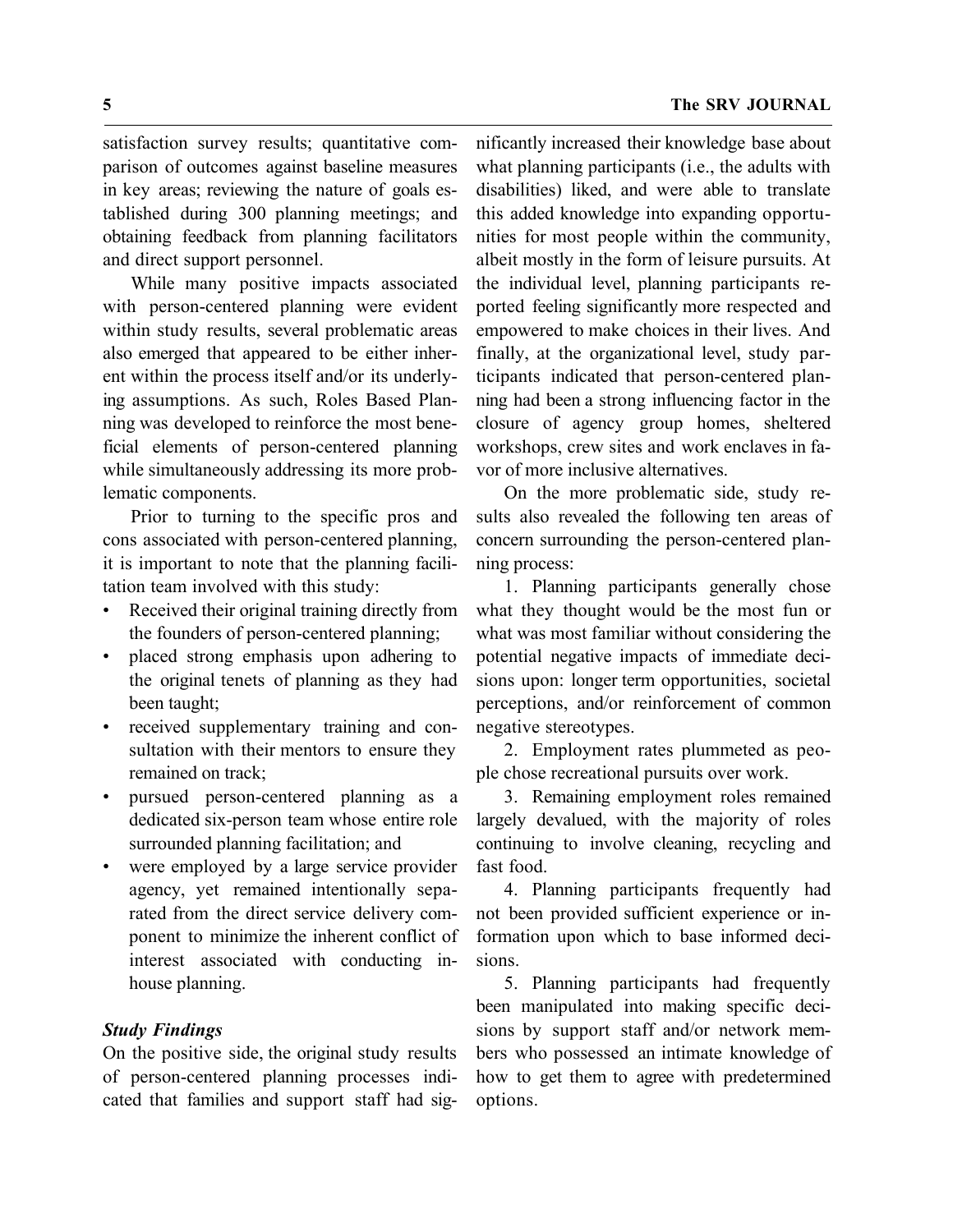satisfaction survey results; quantitative comparison of outcomes against baseline measures in key areas; reviewing the nature of goals established during 300 planning meetings; and obtaining feedback from planning facilitators and direct support personnel.

While many positive impacts associated with person-centered planning were evident within study results, several problematic areas also emerged that appeared to be either inherent within the process itself and/or its underlying assumptions. As such, Roles Based Planning was developed to reinforce the most beneficial elements of person-centered planning while simultaneously addressing its more problematic components.

Prior to turning to the specific pros and cons associated with person-centered planning, it is important to note that the planning facilitation team involved with this study:

- Received their original training directly from the founders of person-centered planning;
- placed strong emphasis upon adhering to the original tenets of planning as they had been taught;
- received supplementary training and consultation with their mentors to ensure they remained on track;
- pursued person-centered planning as a dedicated six-person team whose entire role surrounded planning facilitation; and
- were employed by a large service provider agency, yet remained intentionally separated from the direct service delivery component to minimize the inherent conflict of interest associated with conducting inhouse planning.

### *Study Findings*

On the positive side, the original study results of person-centered planning processes indicated that families and support staff had significantly increased their knowledge base about what planning participants (i.e., the adults with disabilities) liked, and were able to translate this added knowledge into expanding opportunities for most people within the community, albeit mostly in the form of leisure pursuits. At the individual level, planning participants reported feeling significantly more respected and empowered to make choices in their lives. And finally, at the organizational level, study participants indicated that person-centered planning had been a strong influencing factor in the closure of agency group homes, sheltered workshops, crew sites and work enclaves in favor of more inclusive alternatives.

On the more problematic side, study results also revealed the following ten areas of concern surrounding the person-centered planning process:

1. Planning participants generally chose what they thought would be the most fun or what was most familiar without considering the potential negative impacts of immediate decisions upon: longer term opportunities, societal perceptions, and/or reinforcement of common negative stereotypes.

2. Employment rates plummeted as people chose recreational pursuits over work.

3. Remaining employment roles remained largely devalued, with the majority of roles continuing to involve cleaning, recycling and fast food.

4. Planning participants frequently had not been provided sufficient experience or information upon which to base informed decisions.

5. Planning participants had frequently been manipulated into making specific decisions by support staff and/or network members who possessed an intimate knowledge of how to get them to agree with predetermined options.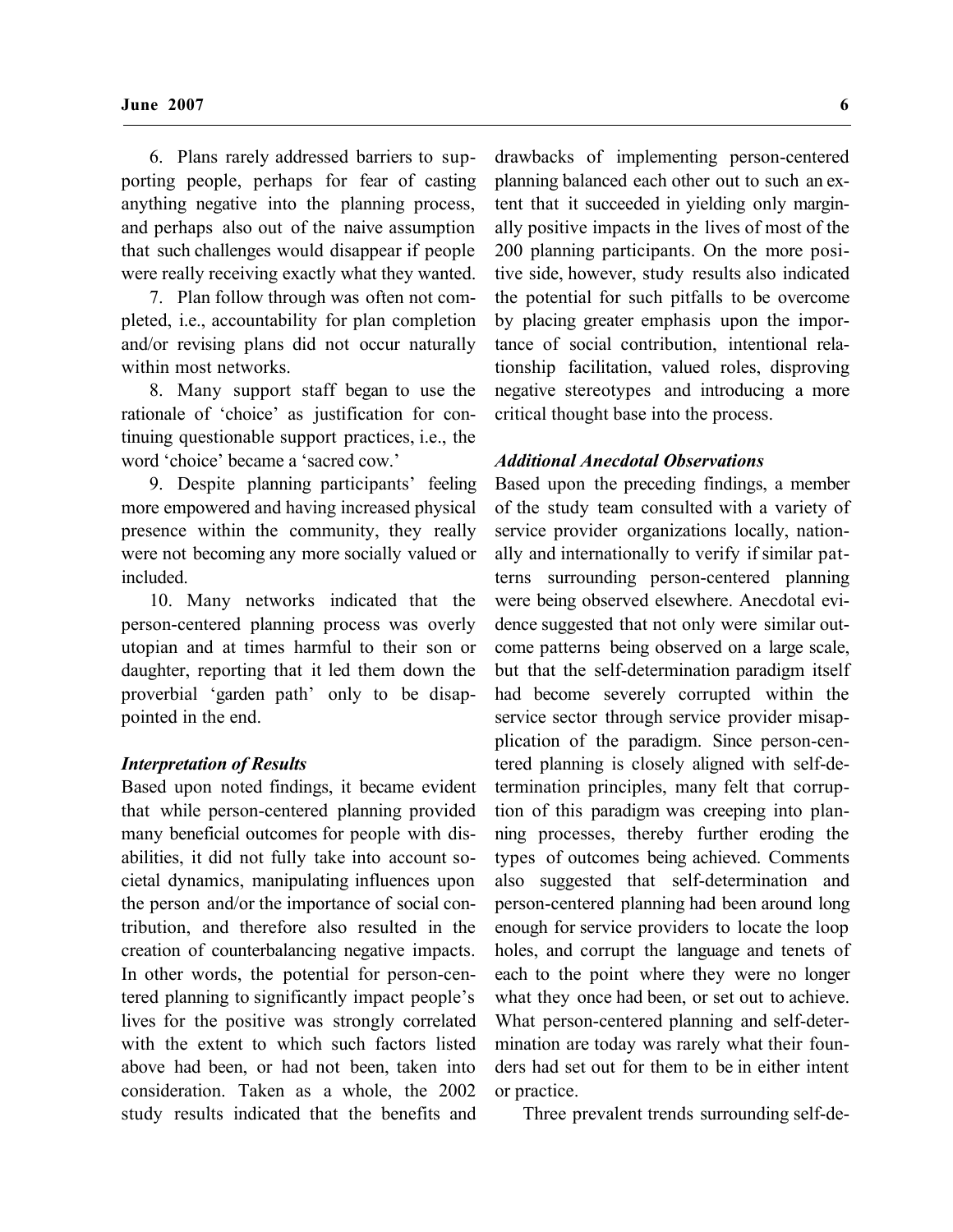6. Plans rarely addressed barriers to supporting people, perhaps for fear of casting anything negative into the planning process, and perhaps also out of the naive assumption that such challenges would disappear if people were really receiving exactly what they wanted.

7. Plan follow through was often not completed, i.e., accountability for plan completion and/or revising plans did not occur naturally within most networks.

8. Many support staff began to use the rationale of 'choice' as justification for continuing questionable support practices, i.e., the word 'choice' became a 'sacred cow.'

9. Despite planning participants' feeling more empowered and having increased physical presence within the community, they really were not becoming any more socially valued or included.

10. Many networks indicated that the person-centered planning process was overly utopian and at times harmful to their son or daughter, reporting that it led them down the proverbial 'garden path' only to be disappointed in the end.

### *Interpretation of Results*

Based upon noted findings, it became evident that while person-centered planning provided many beneficial outcomes for people with disabilities, it did not fully take into account societal dynamics, manipulating influences upon the person and/or the importance of social contribution, and therefore also resulted in the creation of counterbalancing negative impacts. In other words, the potential for person-centered planning to significantly impact people's lives for the positive was strongly correlated with the extent to which such factors listed above had been, or had not been, taken into consideration. Taken as a whole, the 2002 study results indicated that the benefits and drawbacks of implementing person-centered planning balanced each other out to such an extent that it succeeded in yielding only marginally positive impacts in the lives of most of the 200 planning participants. On the more positive side, however, study results also indicated the potential for such pitfalls to be overcome by placing greater emphasis upon the importance of social contribution, intentional relationship facilitation, valued roles, disproving negative stereotypes and introducing a more critical thought base into the process.

### *Additional Anecdotal Observations*

Based upon the preceding findings, a member of the study team consulted with a variety of service provider organizations locally, nationally and internationally to verify if similar patterns surrounding person-centered planning were being observed elsewhere. Anecdotal evidence suggested that not only were similar outcome patterns being observed on a large scale, but that the self-determination paradigm itself had become severely corrupted within the service sector through service provider misapplication of the paradigm. Since person-centered planning is closely aligned with self-determination principles, many felt that corruption of this paradigm was creeping into planning processes, thereby further eroding the types of outcomes being achieved. Comments also suggested that self-determination and person-centered planning had been around long enough for service providers to locate the loop holes, and corrupt the language and tenets of each to the point where they were no longer what they once had been, or set out to achieve. What person-centered planning and self-determination are today was rarely what their founders had set out for them to be in either intent or practice.

Three prevalent trends surrounding self-de-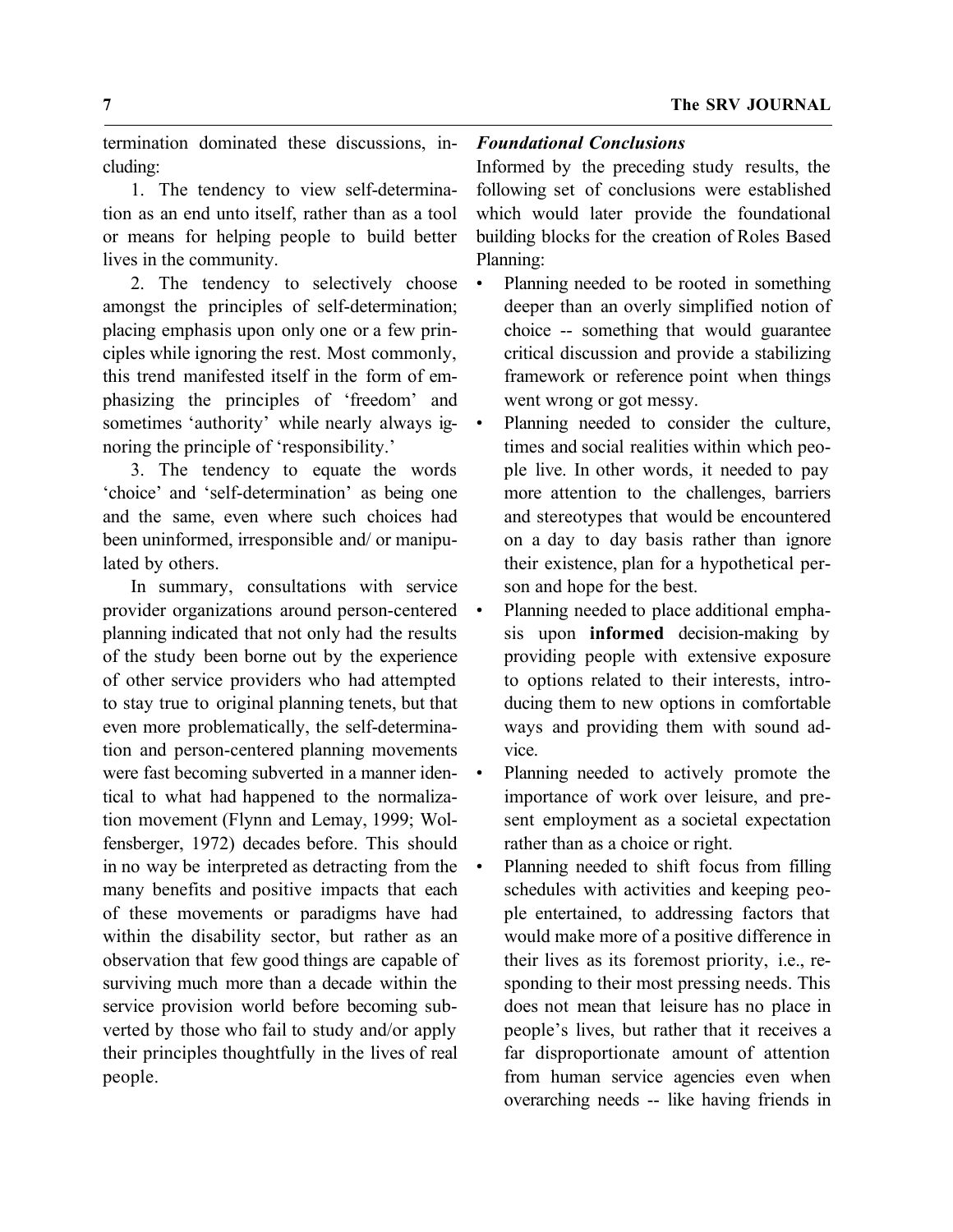termination dominated these discussions, including:

1. The tendency to view self-determination as an end unto itself, rather than as a tool or means for helping people to build better lives in the community.

2. The tendency to selectively choose amongst the principles of self-determination; placing emphasis upon only one or a few principles while ignoring the rest. Most commonly, this trend manifested itself in the form of emphasizing the principles of 'freedom' and sometimes 'authority' while nearly always ignoring the principle of 'responsibility.'

3. The tendency to equate the words 'choice' and 'self-determination' as being one and the same, even where such choices had been uninformed, irresponsible and/ or manipulated by others.

In summary, consultations with service provider organizations around person-centered planning indicated that not only had the results of the study been borne out by the experience of other service providers who had attempted to stay true to original planning tenets, but that even more problematically, the self-determination and person-centered planning movements were fast becoming subverted in a manner identical to what had happened to the normalization movement (Flynn and Lemay, 1999; Wolfensberger, 1972) decades before. This should in no way be interpreted as detracting from the many benefits and positive impacts that each of these movements or paradigms have had within the disability sector, but rather as an observation that few good things are capable of surviving much more than a decade within the service provision world before becoming subverted by those who fail to study and/or apply their principles thoughtfully in the lives of real people.

### *Foundational Conclusions*

Informed by the preceding study results, the following set of conclusions were established which would later provide the foundational building blocks for the creation of Roles Based Planning:

- Planning needed to be rooted in something deeper than an overly simplified notion of choice -- something that would guarantee critical discussion and provide a stabilizing framework or reference point when things went wrong or got messy.
- Planning needed to consider the culture, times and social realities within which people live. In other words, it needed to pay more attention to the challenges, barriers and stereotypes that would be encountered on a day to day basis rather than ignore their existence, plan for a hypothetical person and hope for the best.
- Planning needed to place additional emphasis upon **informed** decision-making by providing people with extensive exposure to options related to their interests, introducing them to new options in comfortable ways and providing them with sound advice.
- Planning needed to actively promote the importance of work over leisure, and present employment as a societal expectation rather than as a choice or right.
- Planning needed to shift focus from filling schedules with activities and keeping people entertained, to addressing factors that would make more of a positive difference in their lives as its foremost priority, i.e., responding to their most pressing needs. This does not mean that leisure has no place in people's lives, but rather that it receives a far disproportionate amount of attention from human service agencies even when overarching needs -- like having friends in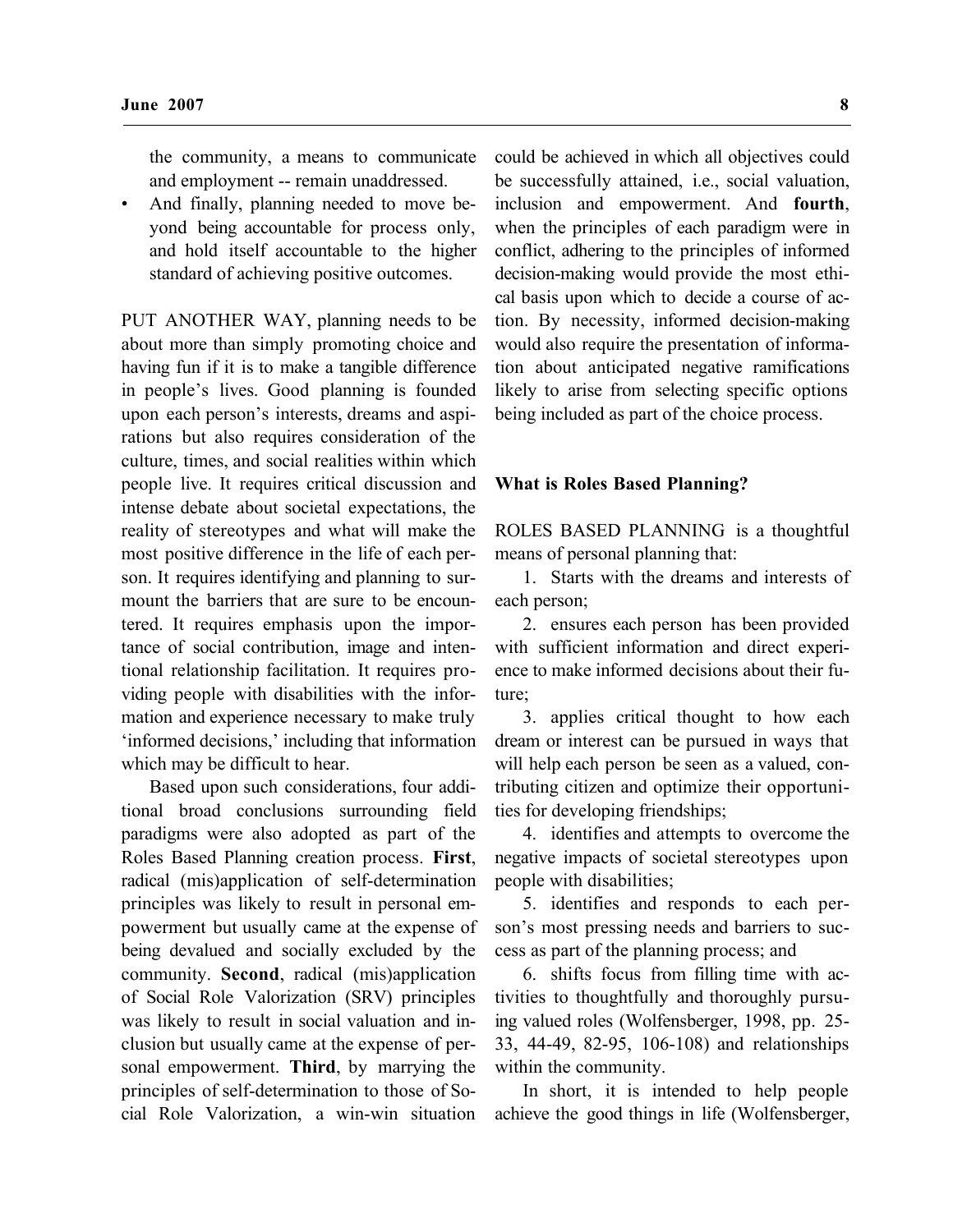the community, a means to communicate and employment -- remain unaddressed.

- And finally, planning needed to move beyond being accountable for process only, and hold itself accountable to the higher standard of achieving positive outcomes.

PUT ANOTHER WAY, planning needs to be about more than simply promoting choice and having fun if it is to make a tangible difference in people's lives. Good planning is founded upon each person's interests, dreams and aspirations but also requires consideration of the culture, times, and social realities within which people live. It requires critical discussion and intense debate about societal expectations, the reality of stereotypes and what will make the most positive difference in the life of each person. It requires identifying and planning to surmount the barriers that are sure to be encountered. It requires emphasis upon the importance of social contribution, image and intentional relationship facilitation. It requires providing people with disabilities with the information and experience necessary to make truly 'informed decisions,' including that information which may be difficult to hear.

Based upon such considerations, four additional broad conclusions surrounding field paradigms were also adopted as part of the Roles Based Planning creation process. **First**, radical (mis)application of self-determination principles was likely to result in personal empowerment but usually came at the expense of being devalued and socially excluded by the community. **Second**, radical (mis)application of Social Role Valorization (SRV) principles was likely to result in social valuation and inclusion but usually came at the expense of personal empowerment. **Third**, by marrying the principles of self-determination to those of Social Role Valorization, a win-win situation could be achieved in which all objectives could be successfully attained, i.e., social valuation, inclusion and empowerment. And **fourth**, when the principles of each paradigm were in conflict, adhering to the principles of informed decision-making would provide the most ethical basis upon which to decide a course of action. By necessity, informed decision-making would also require the presentation of information about anticipated negative ramifications likely to arise from selecting specific options being included as part of the choice process.

### What is Roles Based Planning?

ROLES BASED PLANNING is a thoughtful means of personal planning that:

1. Starts with the dreams and interests of each person;
2. ensures each person has been provided with sufficient information and direct experience to make informed decisions about their future;
3. applies critical thought to how each dream or interest can be pursued in ways that will help each person be seen as a valued, contributing citizen and optimize their opportunities for developing friendships;
4. identifies and attempts to overcome the negative impacts of societal stereotypes upon people with disabilities;
5. identifies and responds to each person's most pressing needs and barriers to success as part of the planning process; and
6. shifts focus from filling time with activities to thoughtfully and thoroughly pursuing valued roles (Wolfensberger, 1998, pp. 25-33, 44-49, 82-95, 106-108) and relationships within the community.

In short, it is intended to help people achieve the good things in life (Wolfensberger,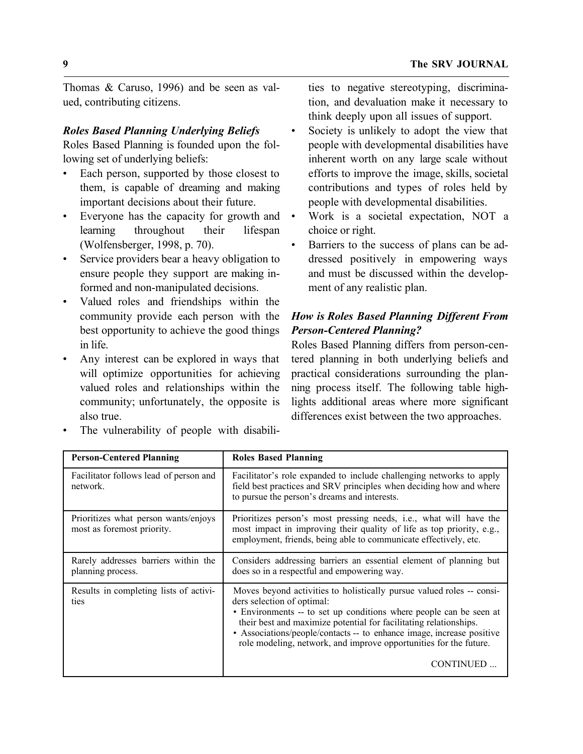Thomas & Caruso, 1996) and be seen as valued, contributing citizens.

***Roles Based Planning Underlying Beliefs***

Roles Based Planning is founded upon the following set of underlying beliefs:

- Each person, supported by those closest to them, is capable of dreaming and making important decisions about their future.
- Everyone has the capacity for growth and learning throughout their lifespan (Wolfensberger, 1998, p. 70).
- Service providers bear a heavy obligation to ensure people they support are making informed and non-manipulated decisions.
- Valued roles and friendships within the community provide each person with the best opportunity to achieve the good things in life.
- Any interest can be explored in ways that will optimize opportunities for achieving valued roles and relationships within the community; unfortunately, the opposite is also true.
- The vulnerability of people with disabilities to negative stereotyping, discrimination, and devaluation make it necessary to think deeply upon all issues of support.
- Society is unlikely to adopt the view that people with developmental disabilities have inherent worth on any large scale without efforts to improve the image, skills, societal contributions and types of roles held by people with developmental disabilities.
- Work is a societal expectation, NOT a choice or right.
- Barriers to the success of plans can be addressed positively in empowering ways and must be discussed within the development of any realistic plan.

***How is Roles Based Planning Different From Person-Centered Planning?***

Roles Based Planning differs from person-centered planning in both underlying beliefs and practical considerations surrounding the planning process itself. The following table highlights additional areas where more significant differences exist between the two approaches.

| Person-Centered Planning | Roles Based Planning |
|---|---|
| Facilitator follows lead of person and network. | Facilitator's role expanded to include challenging networks to apply field best practices and SRV principles when deciding how and where to pursue the person's dreams and interests. |
| Prioritizes what person wants/enjoys most as foremost priority. | Prioritizes person's most pressing needs, i.e., what will have the most impact in improving their quality of life as top priority, e.g., employment, friends, being able to communicate effectively, etc. |
| Rarely addresses barriers within the planning process. | Considers addressing barriers an essential element of planning but does so in a respectful and empowering way. |
| Results in completing lists of activities | Moves beyond activities to holistically pursue valued roles -- considers selection of optimal:<br>• Environments -- to set up conditions where people can be seen at their best and maximize potential for facilitating relationships.<br>• Associations/people/contacts -- to enhance image, increase positive role modeling, network, and improve opportunities for the future.<br><br>CONTINUED ... |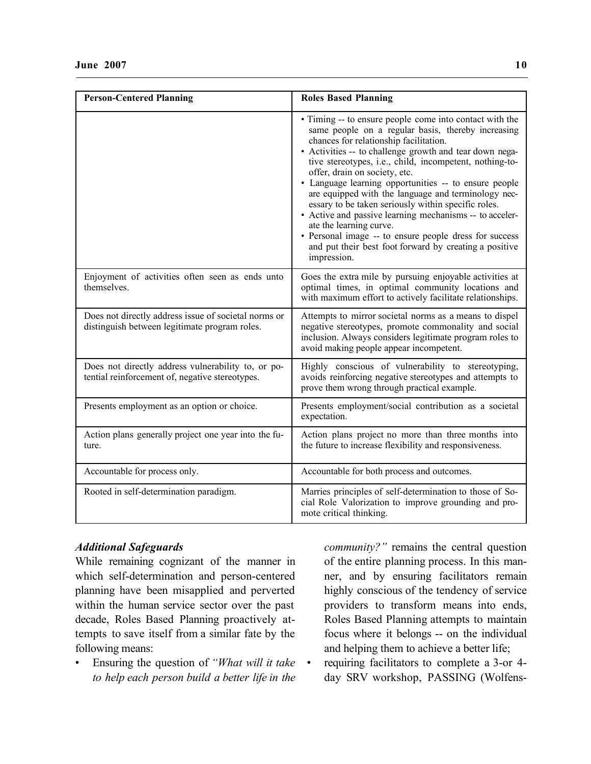| Person-Centered Planning | Roles Based Planning |
|---|---|
| | • Timing -- to ensure people come into contact with the same people on a regular basis, thereby increasing chances for relationship facilitation.<br>• Activities -- to challenge growth and tear down negative stereotypes, i.e., child, incompetent, nothing-to-offer, drain on society, etc.<br>• Language learning opportunities -- to ensure people are equipped with the language and terminology necessary to be taken seriously within specific roles.<br>• Active and passive learning mechanisms -- to accelerate the learning curve.<br>• Personal image -- to ensure people dress for success and put their best foot forward by creating a positive impression. |
| Enjoyment of activities often seen as ends unto themselves. | Goes the extra mile by pursuing enjoyable activities at optimal times, in optimal community locations and with maximum effort to actively facilitate relationships. |
| Does not directly address issue of societal norms or distinguish between legitimate program roles. | Attempts to mirror societal norms as a means to dispel negative stereotypes, promote commonality and social inclusion. Always considers legitimate program roles to avoid making people appear incompetent. |
| Does not directly address vulnerability to, or potential reinforcement of, negative stereotypes. | Highly conscious of vulnerability to stereotyping, avoids reinforcing negative stereotypes and attempts to prove them wrong through practical example. |
| Presents employment as an option or choice. | Presents employment/social contribution as a societal expectation. |
| Action plans generally project one year into the future. | Action plans project no more than three months into the future to increase flexibility and responsiveness. |
| Accountable for process only. | Accountable for both process and outcomes. |
| Rooted in self-determination paradigm. | Marries principles of self-determination to those of Social Role Valorization to improve grounding and promote critical thinking. |

### *Additional Safeguards*

While remaining cognizant of the manner in which self-determination and person-centered planning have been misapplied and perverted within the human service sector over the past decade, Roles Based Planning proactively attempts to save itself from a similar fate by the following means:

- Ensuring the question of *"What will it take to help each person build a better life in the community?"* remains the central question of the entire planning process. In this manner, and by ensuring facilitators remain highly conscious of the tendency of service providers to transform means into ends, Roles Based Planning attempts to maintain focus where it belongs -- on the individual and helping them to achieve a better life;
- requiring facilitators to complete a 3-or 4-day SRV workshop, PASSING (Wolfens-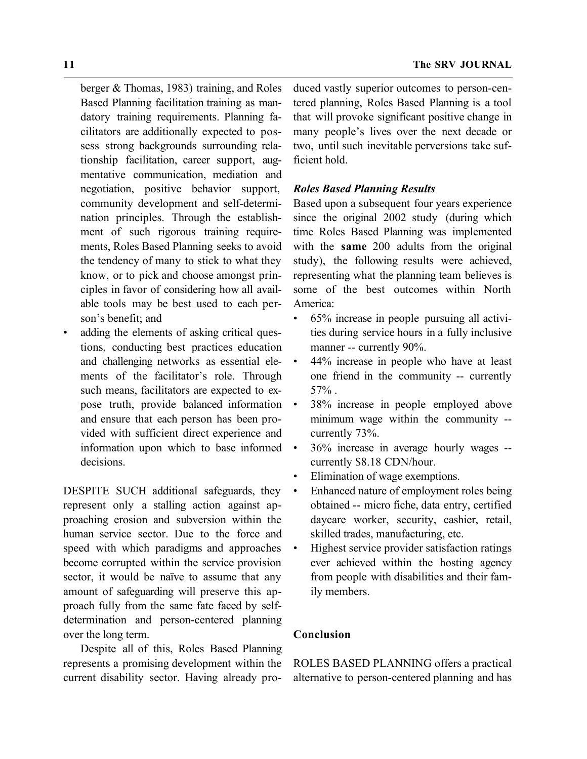berger & Thomas, 1983) training, and Roles Based Planning facilitation training as mandatory training requirements. Planning facilitators are additionally expected to possess strong backgrounds surrounding relationship facilitation, career support, augmentative communication, mediation and negotiation, positive behavior support, community development and self-determination principles. Through the establishment of such rigorous training requirements, Roles Based Planning seeks to avoid the tendency of many to stick to what they know, or to pick and choose amongst principles in favor of considering how all available tools may be best used to each person's benefit; and

- adding the elements of asking critical questions, conducting best practices education and challenging networks as essential elements of the facilitator's role. Through such means, facilitators are expected to expose truth, provide balanced information and ensure that each person has been provided with sufficient direct experience and information upon which to base informed decisions.

DESPITE SUCH additional safeguards, they represent only a stalling action against approaching erosion and subversion within the human service sector. Due to the force and speed with which paradigms and approaches become corrupted within the service provision sector, it would be naïve to assume that any amount of safeguarding will preserve this approach fully from the same fate faced by self-determination and person-centered planning over the long term.

Despite all of this, Roles Based Planning represents a promising development within the current disability sector. Having already produced vastly superior outcomes to person-centered planning, Roles Based Planning is a tool that will provoke significant positive change in many people's lives over the next decade or two, until such inevitable perversions take sufficient hold.

### *Roles Based Planning Results*

Based upon a subsequent four years experience since the original 2002 study (during which time Roles Based Planning was implemented with the **same** 200 adults from the original study), the following results were achieved, representing what the planning team believes is some of the best outcomes within North America:

- 65% increase in people pursuing all activities during service hours in a fully inclusive manner -- currently 90%.
- 44% increase in people who have at least one friend in the community -- currently 57% .
- 38% increase in people employed above minimum wage within the community -- currently 73%.
- 36% increase in average hourly wages -- currently $8.18 CDN/hour.
- Elimination of wage exemptions.
- Enhanced nature of employment roles being obtained -- micro fiche, data entry, certified daycare worker, security, cashier, retail, skilled trades, manufacturing, etc.
- Highest service provider satisfaction ratings ever achieved within the hosting agency from people with disabilities and their family members.

## Conclusion

ROLES BASED PLANNING offers a practical alternative to person-centered planning and has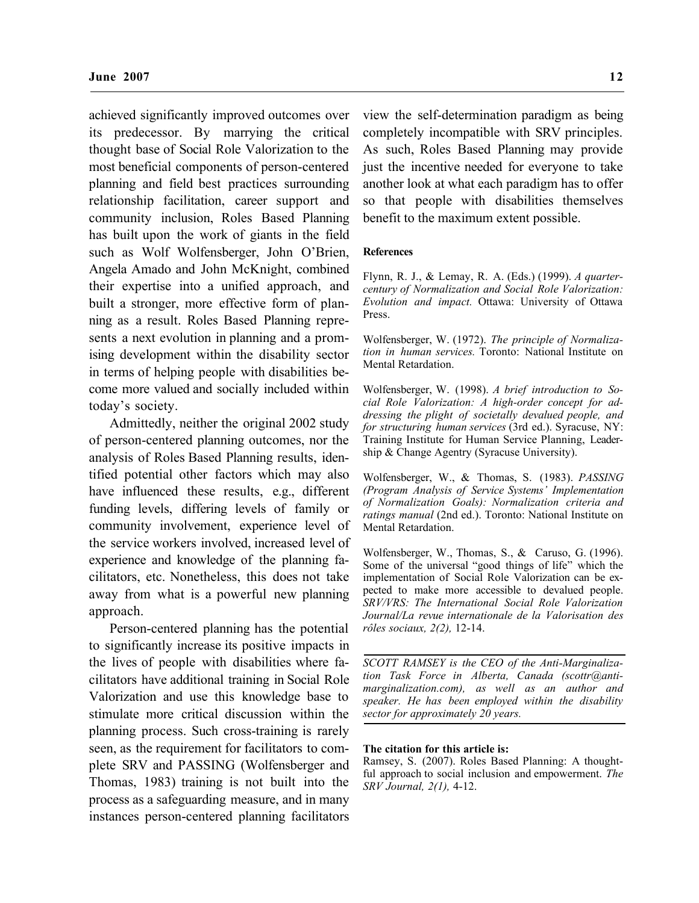achieved significantly improved outcomes over its predecessor. By marrying the critical thought base of Social Role Valorization to the most beneficial components of person-centered planning and field best practices surrounding relationship facilitation, career support and community inclusion, Roles Based Planning has built upon the work of giants in the field such as Wolf Wolfensberger, John O'Brien, Angela Amado and John McKnight, combined their expertise into a unified approach, and built a stronger, more effective form of planning as a result. Roles Based Planning represents a next evolution in planning and a promising development within the disability sector in terms of helping people with disabilities become more valued and socially included within today's society.

Admittedly, neither the original 2002 study of person-centered planning outcomes, nor the analysis of Roles Based Planning results, identified potential other factors which may also have influenced these results, e.g., different funding levels, differing levels of family or community involvement, experience level of the service workers involved, increased level of experience and knowledge of the planning facilitators, etc. Nonetheless, this does not take away from what is a powerful new planning approach.

Person-centered planning has the potential to significantly increase its positive impacts in the lives of people with disabilities where facilitators have additional training in Social Role Valorization and use this knowledge base to stimulate more critical discussion within the planning process. Such cross-training is rarely seen, as the requirement for facilitators to complete SRV and PASSING (Wolfensberger and Thomas, 1983) training is not built into the process as a safeguarding measure, and in many instances person-centered planning facilitators view the self-determination paradigm as being completely incompatible with SRV principles. As such, Roles Based Planning may provide just the incentive needed for everyone to take another look at what each paradigm has to offer so that people with disabilities themselves benefit to the maximum extent possible.

#### References

Flynn, R. J., & Lemay, R. A. (Eds.) (1999). *A quarter-century of Normalization and Social Role Valorization: Evolution and impact.* Ottawa: University of Ottawa Press.

Wolfensberger, W. (1972). *The principle of Normalization in human services.* Toronto: National Institute on Mental Retardation.

Wolfensberger, W. (1998). *A brief introduction to Social Role Valorization: A high-order concept for addressing the plight of societally devalued people, and for structuring human services* (3rd ed.). Syracuse, NY: Training Institute for Human Service Planning, Leadership & Change Agentry (Syracuse University).

Wolfensberger, W., & Thomas, S. (1983). *PASSING (Program Analysis of Service Systems' Implementation of Normalization Goals): Normalization criteria and ratings manual* (2nd ed.). Toronto: National Institute on Mental Retardation.

Wolfensberger, W., Thomas, S., & Caruso, G. (1996). Some of the universal "good things of life" which the implementation of Social Role Valorization can be expected to make more accessible to devalued people. *SRV/VRS: The International Social Role Valorization Journal/La revue internationale de la Valorisation des rôles sociaux, 2(2),* 12-14.

---

*SCOTT RAMSEY is the CEO of the Anti-Marginalization Task Force in Alberta, Canada (scottr@anti-marginalization.com), as well as an author and speaker. He has been employed within the disability sector for approximately 20 years.*

---

**The citation for this article is:**
Ramsey, S. (2007). Roles Based Planning: A thoughtful approach to social inclusion and empowerment. *The SRV Journal, 2(1),* 4-12.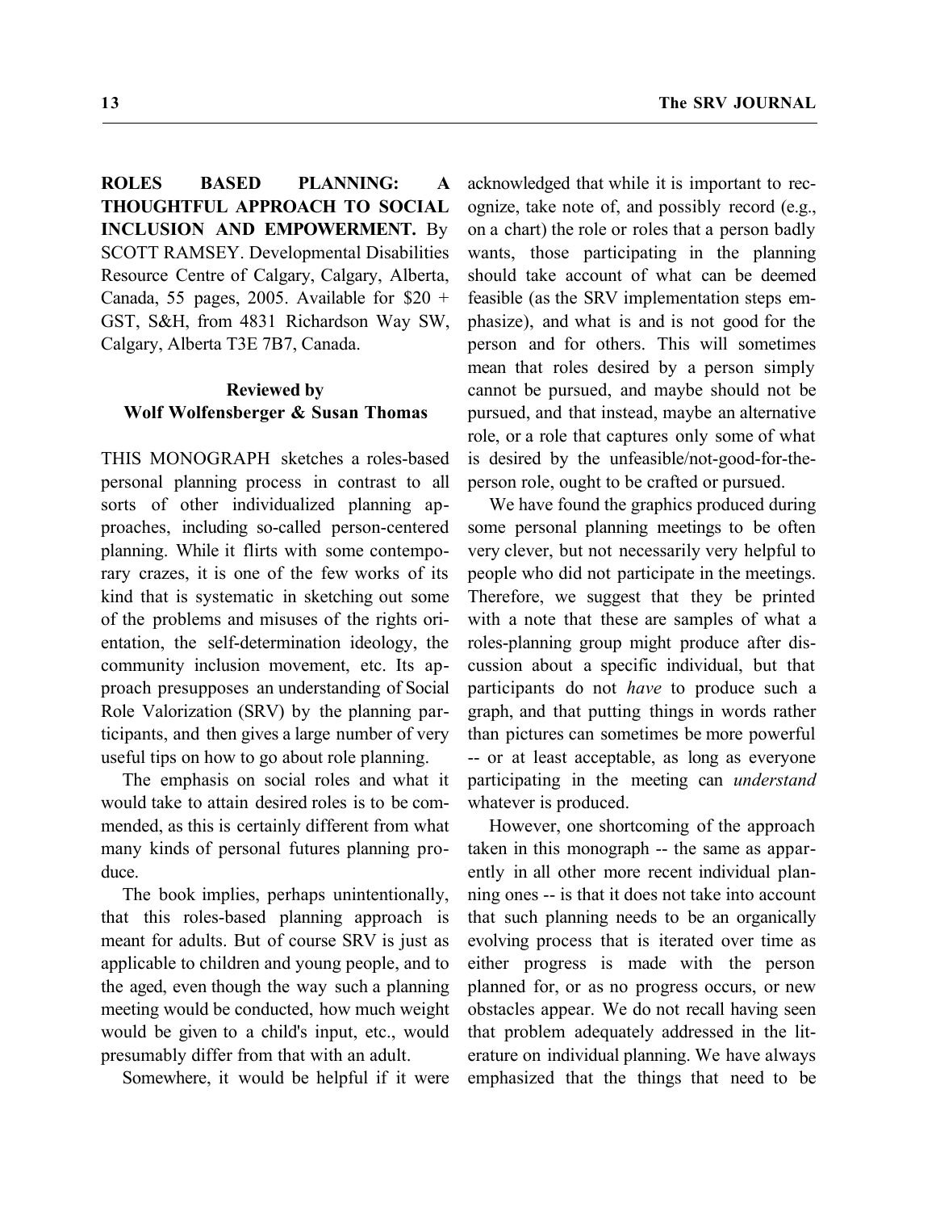**ROLES BASED PLANNING: A THOUGHTFUL APPROACH TO SOCIAL INCLUSION AND EMPOWERMENT.** By SCOTT RAMSEY. Developmental Disabilities Resource Centre of Calgary, Calgary, Alberta, Canada, 55 pages, 2005. Available for $20 + GST, S&H, from 4831 Richardson Way SW, Calgary, Alberta T3E 7B7, Canada.

**Reviewed by Wolf Wolfensberger & Susan Thomas**

THIS MONOGRAPH sketches a roles-based personal planning process in contrast to all sorts of other individualized planning approaches, including so-called person-centered planning. While it flirts with some contemporary crazes, it is one of the few works of its kind that is systematic in sketching out some of the problems and misuses of the rights orientation, the self-determination ideology, the community inclusion movement, etc. Its approach presupposes an understanding of Social Role Valorization (SRV) by the planning participants, and then gives a large number of very useful tips on how to go about role planning.

The emphasis on social roles and what it would take to attain desired roles is to be commended, as this is certainly different from what many kinds of personal futures planning produce.

The book implies, perhaps unintentionally, that this roles-based planning approach is meant for adults. But of course SRV is just as applicable to children and young people, and to the aged, even though the way such a planning meeting would be conducted, how much weight would be given to a child's input, etc., would presumably differ from that with an adult.

Somewhere, it would be helpful if it were acknowledged that while it is important to recognize, take note of, and possibly record (e.g., on a chart) the role or roles that a person badly wants, those participating in the planning should take account of what can be deemed feasible (as the SRV implementation steps emphasize), and what is and is not good for the person and for others. This will sometimes mean that roles desired by a person simply cannot be pursued, and maybe should not be pursued, and that instead, maybe an alternative role, or a role that captures only some of what is desired by the unfeasible/not-good-for-the-person role, ought to be crafted or pursued.

We have found the graphics produced during some personal planning meetings to be often very clever, but not necessarily very helpful to people who did not participate in the meetings. Therefore, we suggest that they be printed with a note that these are samples of what a roles-planning group might produce after discussion about a specific individual, but that participants do not *have* to produce such a graph, and that putting things in words rather than pictures can sometimes be more powerful -- or at least acceptable, as long as everyone participating in the meeting can *understand* whatever is produced.

However, one shortcoming of the approach taken in this monograph -- the same as apparently in all other more recent individual planning ones -- is that it does not take into account that such planning needs to be an organically evolving process that is iterated over time as either progress is made with the person planned for, or as no progress occurs, or new obstacles appear. We do not recall having seen that problem adequately addressed in the literature on individual planning. We have always emphasized that the things that need to be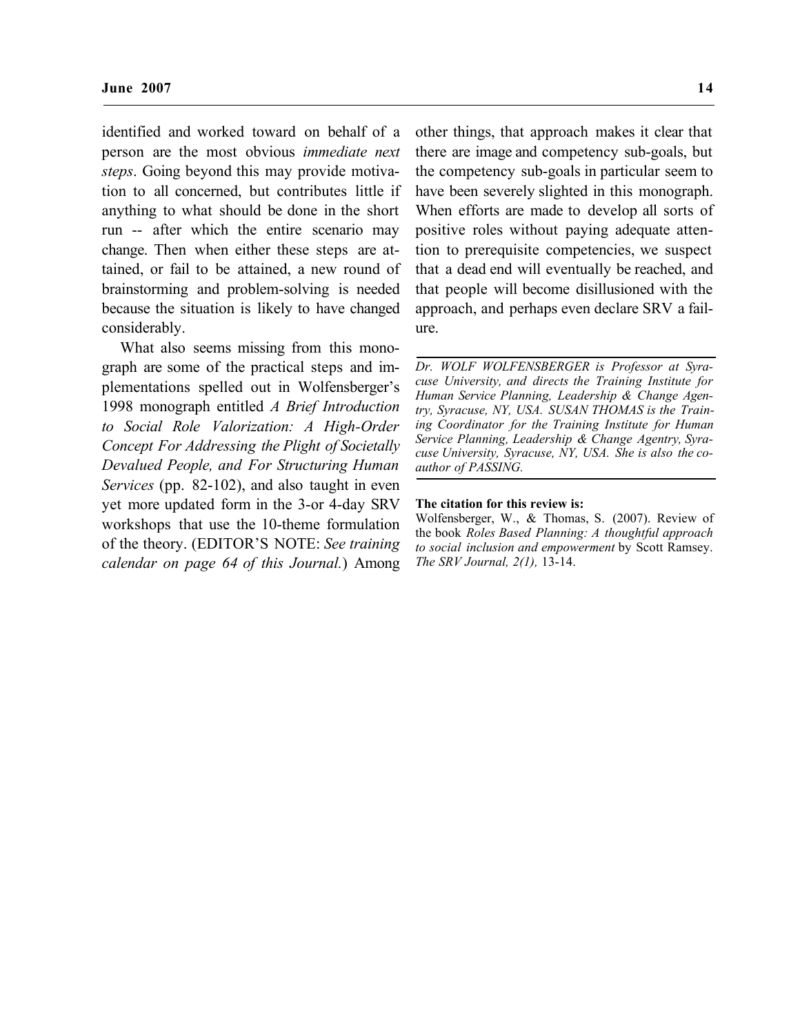identified and worked toward on behalf of a person are the most obvious *immediate next steps*. Going beyond this may provide motivation to all concerned, but contributes little if anything to what should be done in the short run -- after which the entire scenario may change. Then when either these steps are attained, or fail to be attained, a new round of brainstorming and problem-solving is needed because the situation is likely to have changed considerably.

What also seems missing from this monograph are some of the practical steps and implementations spelled out in Wolfensberger's 1998 monograph entitled *A Brief Introduction to Social Role Valorization: A High-Order Concept For Addressing the Plight of Societally Devalued People, and For Structuring Human Services* (pp. 82-102), and also taught in even yet more updated form in the 3-or 4-day SRV workshops that use the 10-theme formulation of the theory. (EDITOR'S NOTE: *See training calendar on page 64 of this Journal.*) Among other things, that approach makes it clear that there are image and competency sub-goals, but the competency sub-goals in particular seem to have been severely slighted in this monograph. When efforts are made to develop all sorts of positive roles without paying adequate attention to prerequisite competencies, we suspect that a dead end will eventually be reached, and that people will become disillusioned with the approach, and perhaps even declare SRV a failure.

---

*Dr. WOLF WOLFENSBERGER is Professor at Syracuse University, and directs the Training Institute for Human Service Planning, Leadership & Change Agentry, Syracuse, NY, USA. SUSAN THOMAS is the Training Coordinator for the Training Institute for Human Service Planning, Leadership & Change Agentry, Syracuse University, Syracuse, NY, USA. She is also the coauthor of PASSING.*

---

**The citation for this review is:**

Wolfensberger, W., & Thomas, S. (2007). Review of the book *Roles Based Planning: A thoughtful approach to social inclusion and empowerment* by Scott Ramsey. *The SRV Journal, 2(1),* 13-14.